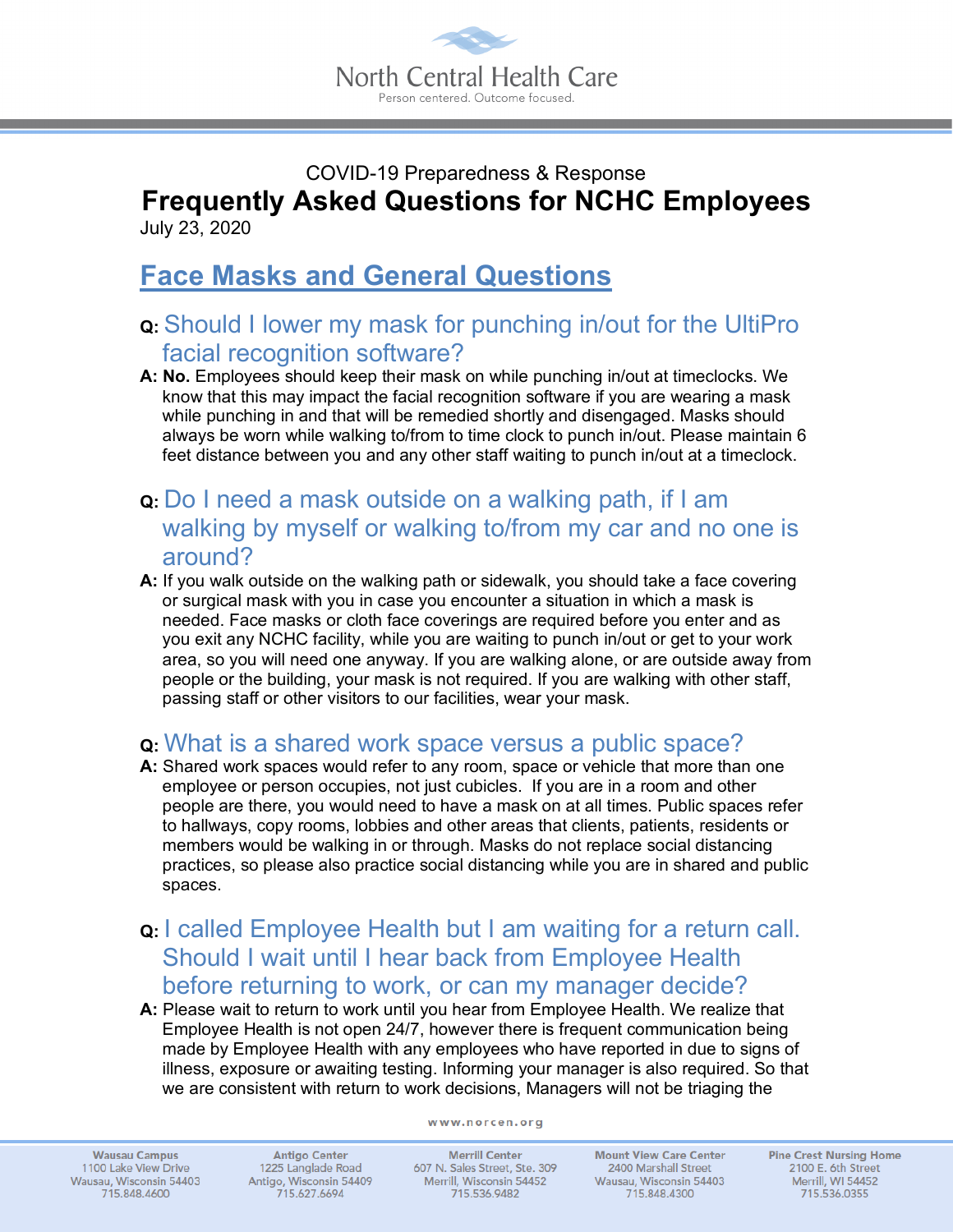North Central Health Care

Person centered. Outcome focused.

COVID-19 Preparedness & Response

# Frequently Asked Questions for NCHC Employees

July 23, 2020

## Face Masks and General Questions

### Q: Should I lower my mask for punching in/out for the UltiPro facial recognition software?

**A: No.** Employees should keep their mask on while punching in/out at timeclocks. We know that this may impact the facial recognition software if you are wearing a mask while punching in and that will be remedied shortly and disengaged. Masks should always be worn while walking to/from to time clock to punch in/out. Please maintain 6 feet distance between you and any other staff waiting to punch in/out at a timeclock.

### Q: Do I need a mask outside on a walking path, if I am walking by myself or walking to/from my car and no one is around?

**A:** If you walk outside on the walking path or sidewalk, you should take a face covering or surgical mask with you in case you encounter a situation in which a mask is needed. Face masks or cloth face coverings are required before you enter and as you exit any NCHC facility, while you are waiting to punch in/out or get to your work area, so you will need one anyway. If you are walking alone, or are outside away from people or the building, your mask is not required. If you are walking with other staff, passing staff or other visitors to our facilities, wear your mask.

### Q: What is a shared work space versus a public space?

**A:** Shared work spaces would refer to any room, space or vehicle that more than one employee or person occupies, not just cubicles. If you are in a room and other people are there, you would need to have a mask on at all times. Public spaces refer to hallways, copy rooms, lobbies and other areas that clients, patients, residents or members would be walking in or through. Masks do not replace social distancing practices, so please also practice social distancing while you are in shared and public spaces.

### Q: I called Employee Health but I am waiting for a return call. Should I wait until I hear back from Employee Health before returning to work, or can my manager decide?

**A:** Please wait to return to work until you hear from Employee Health. We realize that Employee Health is not open 24/7, however there is frequent communication being made by Employee Health with any employees who have reported in due to signs of illness, exposure or awaiting testing. Informing your manager is also required. So that we are consistent with return to work decisions, Managers will not be triaging the

www.norcen.org

| | | | | |
|---|---|---|---|---|
| **Wausau Campus**<br>1100 Lake View Drive<br>Wausau, Wisconsin 54403<br>715.848.4600 | **Antigo Center**<br>1225 Langlade Road<br>Antigo, Wisconsin 54409<br>715.627.6694 | **Merrill Center**<br>607 N. Sales Street, Ste. 309<br>Merrill, Wisconsin 54452<br>715.536.9482 | **Mount View Care Center**<br>2400 Marshall Street<br>Wausau, Wisconsin 54403<br>715.848.4300 | **Pine Crest Nursing Home**<br>2100 E. 6th Street<br>Merrill, WI 54452<br>715.536.0355 |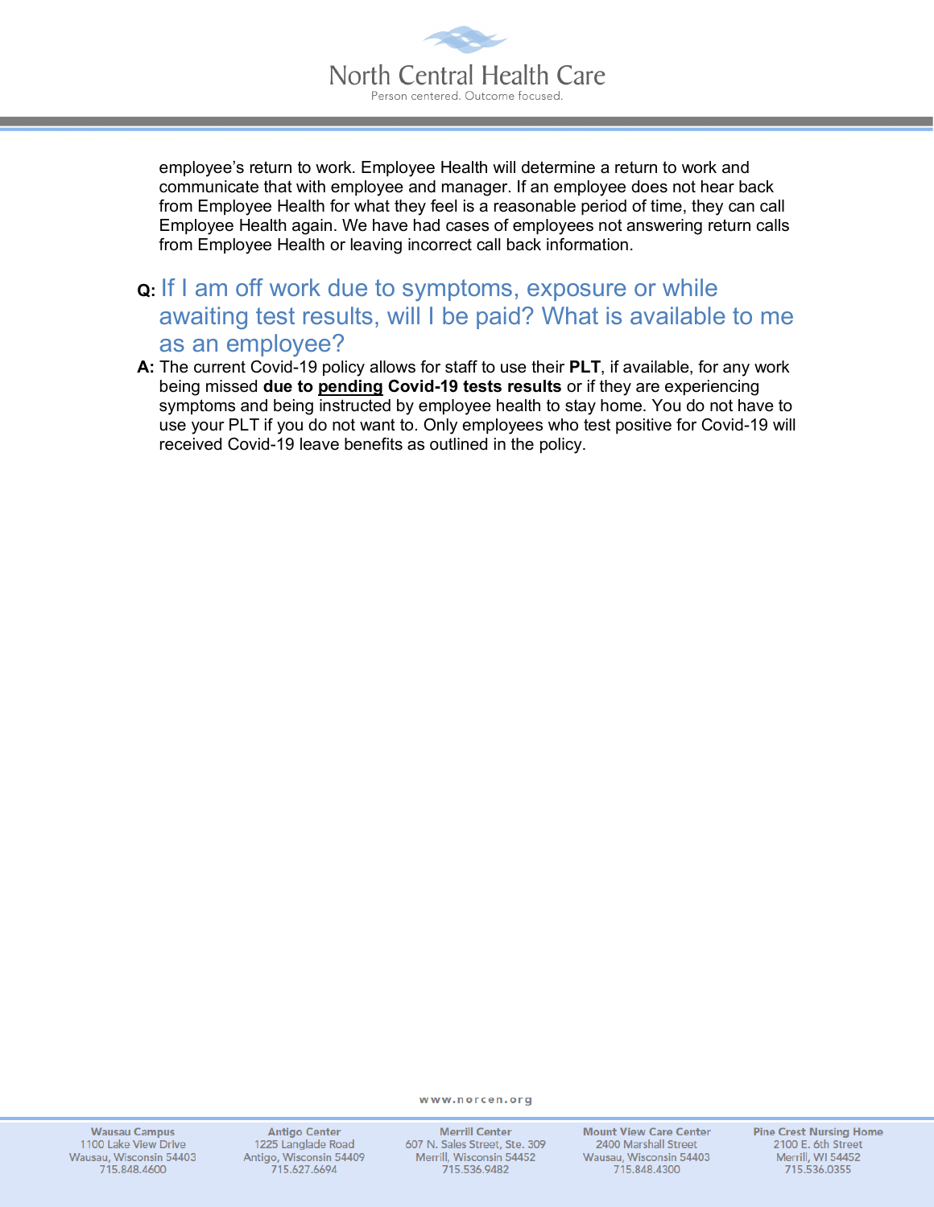employee's return to work. Employee Health will determine a return to work and communicate that with employee and manager. If an employee does not hear back from Employee Health for what they feel is a reasonable period of time, they can call Employee Health again. We have had cases of employees not answering return calls from Employee Health or leaving incorrect call back information.

**Q:** If I am off work due to symptoms, exposure or while awaiting test results, will I be paid? What is available to me as an employee?

**A:** The current Covid-19 policy allows for staff to use their **PLT**, if available, for any work being missed **due to <u>pending</u> Covid-19 tests results** or if they are experiencing symptoms and being instructed by employee health to stay home. You do not have to use your PLT if you do not want to. Only employees who test positive for Covid-19 will received Covid-19 leave benefits as outlined in the policy.